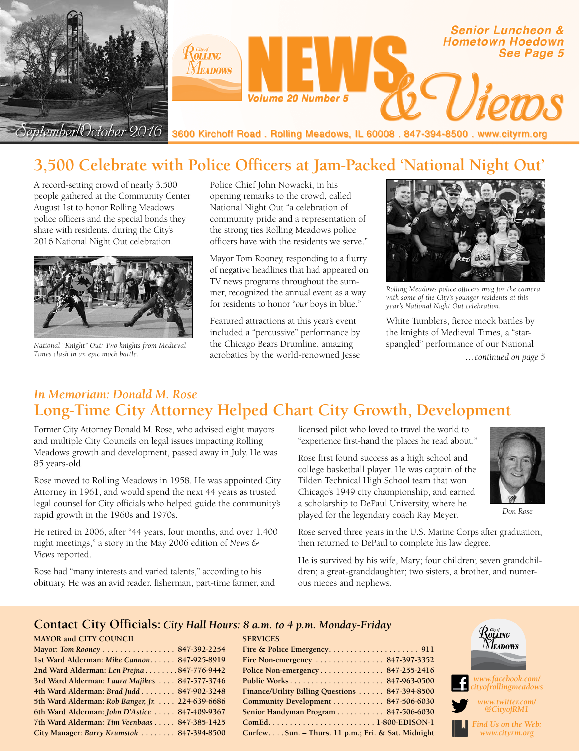# City of Rolling Meadows NEWS & Views

Volume 20 Number 5

September/October 2016

3600 Kirchoff Road . Rolling Meadows, IL 60008 . 847-394-8500 . www.cityrm.org

**Senior Luncheon & Hometown Hoedown See Page 5**

## 3,500 Celebrate with Police Officers at Jam-Packed 'National Night Out'

A record-setting crowd of nearly 3,500 people gathered at the Community Center August 1st to honor Rolling Meadows police officers and the special bonds they share with residents, during the City's 2016 National Night Out celebration.

*National "Knight" Out: Two knights from Medieval Times clash in an epic mock battle.*

Police Chief John Nowacki, in his opening remarks to the crowd, called National Night Out "a celebration of community pride and a representation of the strong ties Rolling Meadows police officers have with the residents we serve."

Mayor Tom Rooney, responding to a flurry of negative headlines that had appeared on TV news programs throughout the summer, recognized the annual event as a way for residents to honor "*our* boys in blue."

Featured attractions at this year's event included a "percussive" performance by the Chicago Bears Drumline, amazing acrobatics by the world-renowned Jesse White Tumblers, fierce mock battles by the knights of Medieval Times, a "star-spangled" performance of our National

*Rolling Meadows police officers mug for the camera with some of the City's younger residents at this year's National Night Out celebration.*

*…continued on page 5*

### *In Memoriam: Donald M. Rose*

## Long-Time City Attorney Helped Chart City Growth, Development

Former City Attorney Donald M. Rose, who advised eight mayors and multiple City Councils on legal issues impacting Rolling Meadows growth and development, passed away in July. He was 85 years-old.

Rose moved to Rolling Meadows in 1958. He was appointed City Attorney in 1961, and would spend the next 44 years as trusted legal counsel for City officials who helped guide the community's rapid growth in the 1960s and 1970s.

He retired in 2006, after "44 years, four months, and over 1,400 night meetings," a story in the May 2006 edition of *News & Views* reported.

Rose had "many interests and varied talents," according to his obituary. He was an avid reader, fisherman, part-time farmer, and licensed pilot who loved to travel the world to "experience first-hand the places he read about."

Rose first found success as a high school and college basketball player. He was captain of the Tilden Technical High School team that won Chicago's 1949 city championship, and earned a scholarship to DePaul University, where he played for the legendary coach Ray Meyer.

*Don Rose*

Rose served three years in the U.S. Marine Corps after graduation, then returned to DePaul to complete his law degree.

He is survived by his wife, Mary; four children; seven grandchildren; a great-granddaughter; two sisters, a brother, and numerous nieces and nephews.

## Contact City Officials: *City Hall Hours: 8 a.m. to 4 p.m. Monday-Friday*

**MAYOR and CITY COUNCIL**

| | |
|---|---|
| **Mayor:** *Tom Rooney* | 847-392-2254 |
| **1st Ward Alderman:** *Mike Cannon* | 847-925-8919 |
| **2nd Ward Alderman:** *Len Prejna* | 847-776-9442 |
| **3rd Ward Alderman:** *Laura Majikes* | 847-577-3746 |
| **4th Ward Alderman:** *Brad Judd* | 847-902-3248 |
| **5th Ward Alderman:** *Rob Banger, Jr.* | 224-639-6686 |
| **6th Ward Alderman:** *John D'Astice* | 847-409-9367 |
| **7th Ward Alderman:** *Tim Veenbaas* | 847-385-1425 |
| **City Manager:** *Barry Krumstok* | 847-394-8500 |

**SERVICES**

| | |
|---|---|
| **Fire & Police Emergency** | 911 |
| **Fire Non-emergency** | 847-397-3352 |
| **Police Non-emergency** | 847-255-2416 |
| **Public Works** | 847-963-0500 |
| **Finance/Utility Billing Questions** | 847-394-8500 |
| **Community Development** | 847-506-6030 |
| **Senior Handyman Program** | 847-506-6030 |
| **ComEd** | 1-800-EDISON-1 |
| **Curfew** | Sun. – Thurs. 11 p.m.; Fri. & Sat. Midnight |

*www.facebook.com/cityofrollingmeadows*

*www.twitter.com/@CityofRM1*

*Find Us on the Web: www.cityrm.org*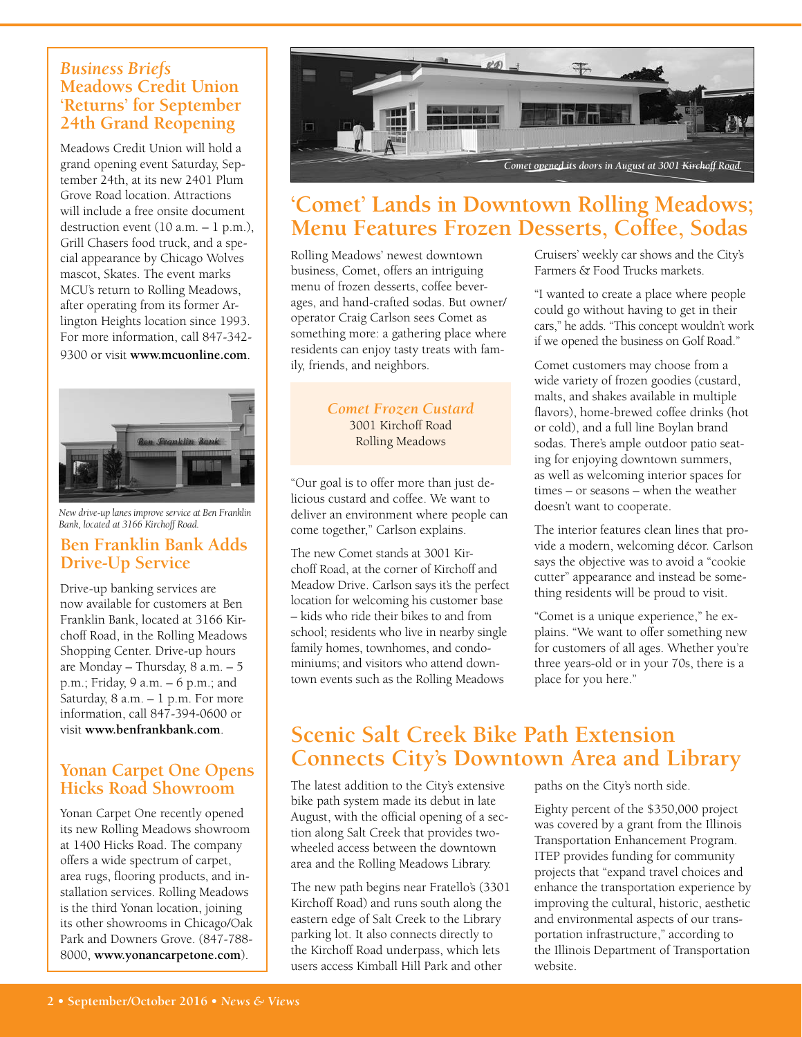*Business Briefs*

## Meadows Credit Union 'Returns' for September 24th Grand Reopening

Meadows Credit Union will hold a grand opening event Saturday, September 24th, at its new 2401 Plum Grove Road location. Attractions will include a free onsite document destruction event (10 a.m. – 1 p.m.), Grill Chasers food truck, and a special appearance by Chicago Wolves mascot, Skates. The event marks MCU's return to Rolling Meadows, after operating from its former Arlington Heights location since 1993. For more information, call 847-342-9300 or visit **www.mcuonline.com**.

*New drive-up lanes improve service at Ben Franklin Bank, located at 3166 Kirchoff Road.*

## Ben Franklin Bank Adds Drive-Up Service

Drive-up banking services are now available for customers at Ben Franklin Bank, located at 3166 Kirchoff Road, in the Rolling Meadows Shopping Center. Drive-up hours are Monday – Thursday, 8 a.m. – 5 p.m.; Friday, 9 a.m. – 6 p.m.; and Saturday, 8 a.m. – 1 p.m. For more information, call 847-394-0600 or visit **www.benfrankbank.com**.

## Yonan Carpet One Opens Hicks Road Showroom

Yonan Carpet One recently opened its new Rolling Meadows showroom at 1400 Hicks Road. The company offers a wide spectrum of carpet, area rugs, flooring products, and installation services. Rolling Meadows is the third Yonan location, joining its other showrooms in Chicago/Oak Park and Downers Grove. (847-788-8000, **www.yonancarpetone.com**).

*Comet opened its doors in August at 3001 Kirchoff Road.*

## 'Comet' Lands in Downtown Rolling Meadows; Menu Features Frozen Desserts, Coffee, Sodas

Rolling Meadows' newest downtown business, Comet, offers an intriguing menu of frozen desserts, coffee beverages, and hand-crafted sodas. But owner/operator Craig Carlson sees Comet as something more: a gathering place where residents can enjoy tasty treats with family, friends, and neighbors.

> *Comet Frozen Custard*
> 3001 Kirchoff Road
> Rolling Meadows

"Our goal is to offer more than just delicious custard and coffee. We want to deliver an environment where people can come together," Carlson explains.

The new Comet stands at 3001 Kirchoff Road, at the corner of Kirchoff and Meadow Drive. Carlson says it's the perfect location for welcoming his customer base – kids who ride their bikes to and from school; residents who live in nearby single family homes, townhomes, and condominiums; and visitors who attend downtown events such as the Rolling Meadows Cruisers' weekly car shows and the City's Farmers & Food Trucks markets.

"I wanted to create a place where people could go without having to get in their cars," he adds. "This concept wouldn't work if we opened the business on Golf Road."

Comet customers may choose from a wide variety of frozen goodies (custard, malts, and shakes available in multiple flavors), home-brewed coffee drinks (hot or cold), and a full line Boylan brand sodas. There's ample outdoor patio seating for enjoying downtown summers, as well as welcoming interior spaces for times – or seasons – when the weather doesn't want to cooperate.

The interior features clean lines that provide a modern, welcoming décor. Carlson says the objective was to avoid a "cookie cutter" appearance and instead be something residents will be proud to visit.

"Comet is a unique experience," he explains. "We want to offer something new for customers of all ages. Whether you're three years-old or in your 70s, there is a place for you here."

## Scenic Salt Creek Bike Path Extension Connects City's Downtown Area and Library

The latest addition to the City's extensive bike path system made its debut in late August, with the official opening of a section along Salt Creek that provides two-wheeled access between the downtown area and the Rolling Meadows Library.

The new path begins near Fratello's (3301 Kirchoff Road) and runs south along the eastern edge of Salt Creek to the Library parking lot. It also connects directly to the Kirchoff Road underpass, which lets users access Kimball Hill Park and other paths on the City's north side.

Eighty percent of the $350,000 project was covered by a grant from the Illinois Transportation Enhancement Program. ITEP provides funding for community projects that "expand travel choices and enhance the transportation experience by improving the cultural, historic, aesthetic and environmental aspects of our transportation infrastructure," according to the Illinois Department of Transportation website.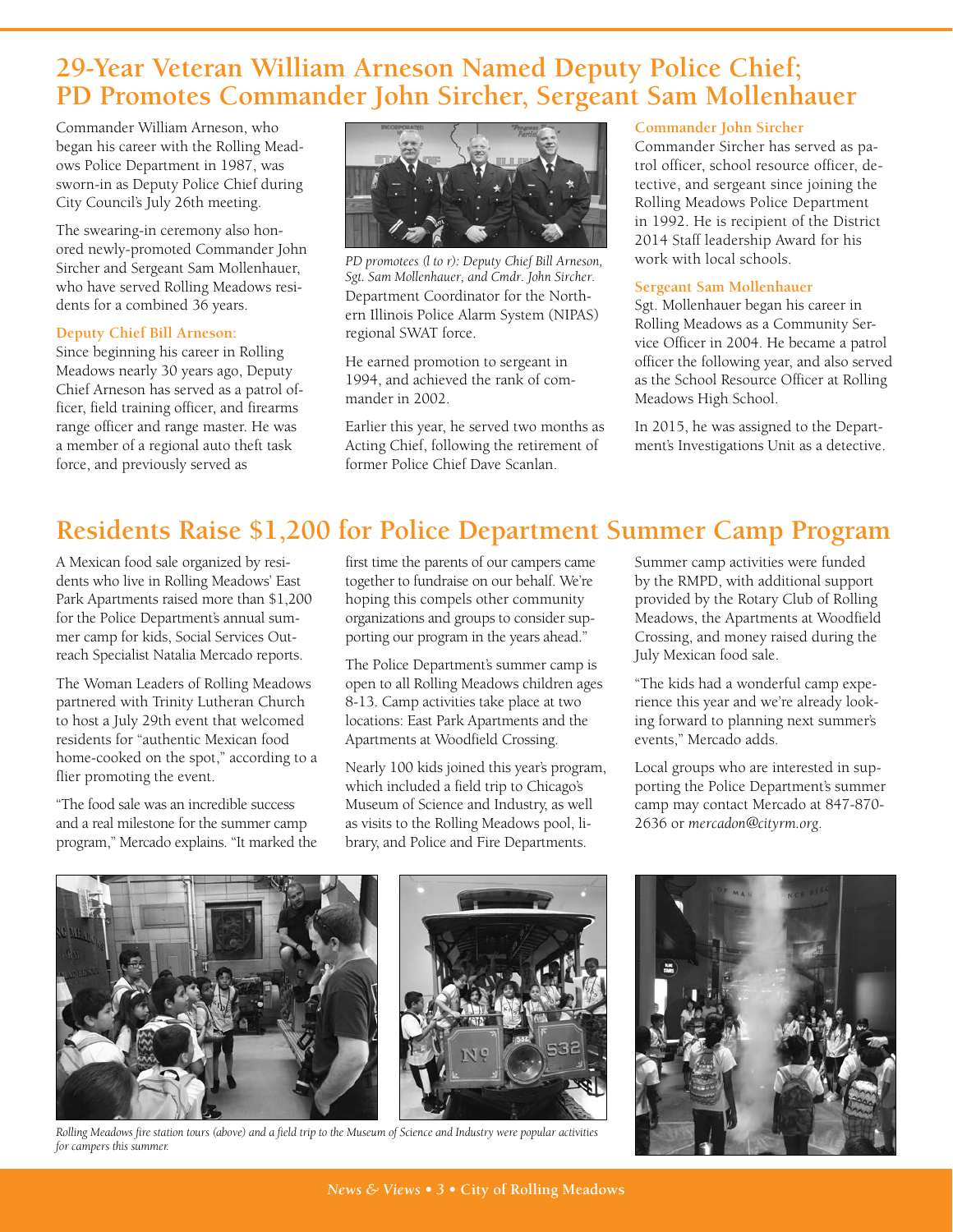# 29-Year Veteran William Arneson Named Deputy Police Chief; PD Promotes Commander John Sircher, Sergeant Sam Mollenhauer

Commander William Arneson, who began his career with the Rolling Meadows Police Department in 1987, was sworn-in as Deputy Police Chief during City Council's July 26th meeting.

The swearing-in ceremony also honored newly-promoted Commander John Sircher and Sergeant Sam Mollenhauer, who have served Rolling Meadows residents for a combined 36 years.

### Deputy Chief Bill Arneson:

Since beginning his career in Rolling Meadows nearly 30 years ago, Deputy Chief Arneson has served as a patrol officer, field training officer, and firearms range officer and range master. He was a member of a regional auto theft task force, and previously served as Department Coordinator for the Northern Illinois Police Alarm System (NIPAS) regional SWAT force.

*PD promotees (l to r): Deputy Chief Bill Arneson, Sgt. Sam Mollenhauer, and Cmdr. John Sircher.*

He earned promotion to sergeant in 1994, and achieved the rank of commander in 2002.

Earlier this year, he served two months as Acting Chief, following the retirement of former Police Chief Dave Scanlan.

### Commander John Sircher

Commander Sircher has served as patrol officer, school resource officer, detective, and sergeant since joining the Rolling Meadows Police Department in 1992. He is recipient of the District 2014 Staff leadership Award for his work with local schools.

### Sergeant Sam Mollenhauer

Sgt. Mollenhauer began his career in Rolling Meadows as a Community Service Officer in 2004. He became a patrol officer the following year, and also served as the School Resource Officer at Rolling Meadows High School.

In 2015, he was assigned to the Department's Investigations Unit as a detective.

# Residents Raise $1,200 for Police Department Summer Camp Program

A Mexican food sale organized by residents who live in Rolling Meadows' East Park Apartments raised more than $1,200 for the Police Department's annual summer camp for kids, Social Services Outreach Specialist Natalia Mercado reports.

The Woman Leaders of Rolling Meadows partnered with Trinity Lutheran Church to host a July 29th event that welcomed residents for "authentic Mexican food home-cooked on the spot," according to a flier promoting the event.

"The food sale was an incredible success and a real milestone for the summer camp program," Mercado explains. "It marked the first time the parents of our campers came together to fundraise on our behalf. We're hoping this compels other community organizations and groups to consider supporting our program in the years ahead."

The Police Department's summer camp is open to all Rolling Meadows children ages 8-13. Camp activities take place at two locations: East Park Apartments and the Apartments at Woodfield Crossing.

Nearly 100 kids joined this year's program, which included a field trip to Chicago's Museum of Science and Industry, as well as visits to the Rolling Meadows pool, library, and Police and Fire Departments.

Summer camp activities were funded by the RMPD, with additional support provided by the Rotary Club of Rolling Meadows, the Apartments at Woodfield Crossing, and money raised during the July Mexican food sale.

"The kids had a wonderful camp experience this year and we're already looking forward to planning next summer's events," Mercado adds.

Local groups who are interested in supporting the Police Department's summer camp may contact Mercado at 847-870-2636 or *mercadon@cityrm.org*.

*Rolling Meadows fire station tours (above) and a field trip to the Museum of Science and Industry were popular activities for campers this summer.*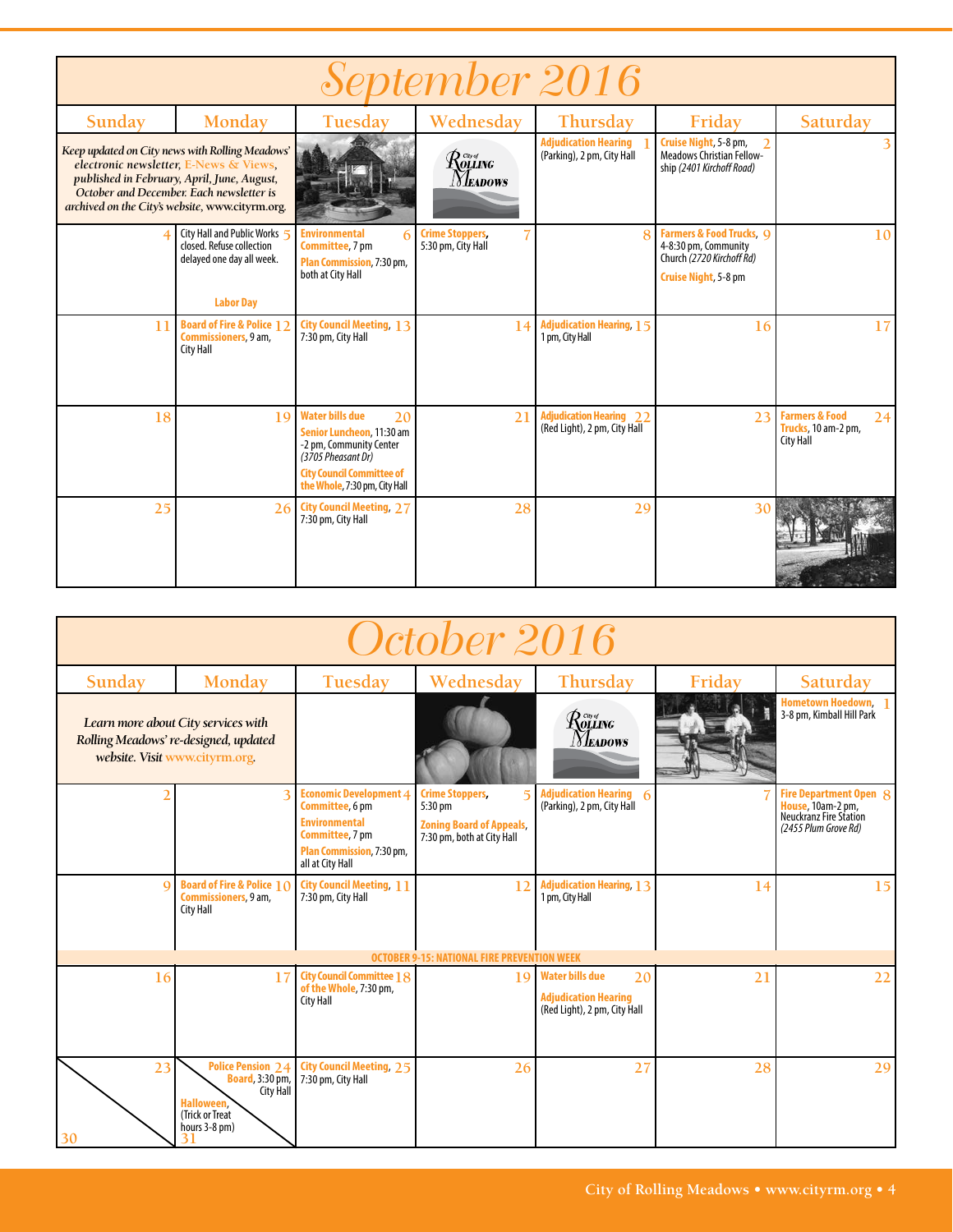# September 2016

| Sunday | Monday | Tuesday | Wednesday | Thursday | Friday | Saturday |
|---|---|---|---|---|---|---|
| *Keep updated on City news with Rolling Meadows' electronic newsletter, E-News & Views, published in February, April, June, August, October and December. Each newsletter is archived on the City's website, www.cityrm.org.* | | | | 1 **Adjudication Hearing** (Parking), 2 pm, City Hall | 2 **Cruise Night**, 5-8 pm, Meadows Christian Fellowship *(2401 Kirchoff Road)* | 3 |
| 4 | 5 City Hall and Public Works closed. Refuse collection delayed one day all week. **Labor Day** | 6 **Environmental Committee**, 7 pm **Plan Commission**, 7:30 pm, both at City Hall | 7 **Crime Stoppers**, 5:30 pm, City Hall | 8 | 9 **Farmers & Food Trucks**, 4-8:30 pm, Community Church *(2720 Kirchoff Rd)* **Cruise Night**, 5-8 pm | 10 |
| 11 | 12 **Board of Fire & Police Commissioners**, 9 am, City Hall | 13 **City Council Meeting**, 7:30 pm, City Hall | 14 | 15 **Adjudication Hearing**, 1 pm, City Hall | 16 | 17 |
| 18 | 19 | 20 **Water bills due** **Senior Luncheon**, 11:30 am -2 pm, Community Center *(3705 Pheasant Dr)* **City Council Committee of the Whole**, 7:30 pm, City Hall | 21 | 22 **Adjudication Hearing** (Red Light), 2 pm, City Hall | 23 | 24 **Farmers & Food Trucks**, 10 am-2 pm, City Hall |
| 25 | 26 | 27 **City Council Meeting**, 7:30 pm, City Hall | 28 | 29 | 30 | |

# October 2016

| Sunday | Monday | Tuesday | Wednesday | Thursday | Friday | Saturday |
|---|---|---|---|---|---|---|
| *Learn more about City services with Rolling Meadows' re-designed, updated website. Visit www.cityrm.org.* | | | | | | 1 **Hometown Hoedown**, 3-8 pm, Kimball Hill Park |
| 2 | 3 | 4 **Economic Development Committee**, 6 pm **Environmental Committee**, 7 pm **Plan Commission**, 7:30 pm, all at City Hall | 5 **Crime Stoppers**, 5:30 pm **Zoning Board of Appeals**, 7:30 pm, both at City Hall | 6 **Adjudication Hearing** (Parking), 2 pm, City Hall | 7 | 8 **Fire Department Open House**, 10am-2 pm, Neuckranz Fire Station *(2455 Plum Grove Rd)* |
| 9 | 10 **Board of Fire & Police Commissioners**, 9 am, City Hall | 11 **City Council Meeting**, 7:30 pm, City Hall | 12 | 13 **Adjudication Hearing**, 1 pm, City Hall | 14 | 15 |
| **OCTOBER 9-15: NATIONAL FIRE PREVENTION WEEK** | | | | | | |
| 16 | 17 | 18 **City Council Committee of the Whole**, 7:30 pm, City Hall | 19 | 20 **Water bills due** **Adjudication Hearing** (Red Light), 2 pm, City Hall | 21 | 22 |
| 23 / 30 | 24 **Police Pension Board**, 3:30 pm, City Hall / 31 **Halloween**, (Trick or Treat hours 3-8 pm) | 25 **City Council Meeting**, 7:30 pm, City Hall | 26 | 27 | 28 | 29 |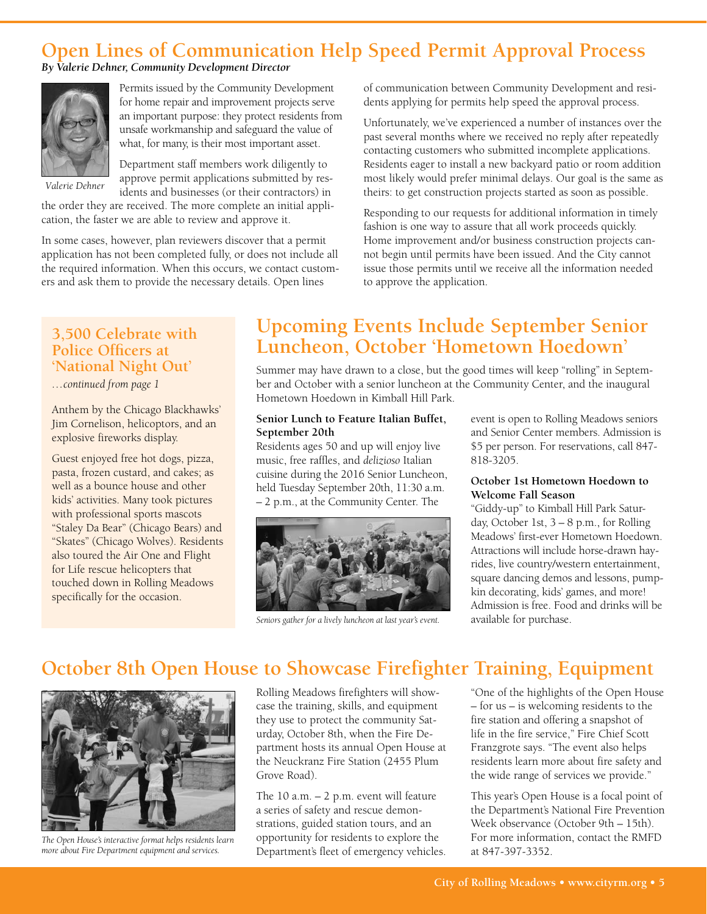# Open Lines of Communication Help Speed Permit Approval Process

***By Valerie Dehner, Community Development Director***

*Valerie Dehner*

Permits issued by the Community Development for home repair and improvement projects serve an important purpose: they protect residents from unsafe workmanship and safeguard the value of what, for many, is their most important asset.

Department staff members work diligently to approve permit applications submitted by residents and businesses (or their contractors) in the order they are received. The more complete an initial application, the faster we are able to review and approve it.

In some cases, however, plan reviewers discover that a permit application has not been completed fully, or does not include all the required information. When this occurs, we contact customers and ask them to provide the necessary details. Open lines of communication between Community Development and residents applying for permits help speed the approval process.

Unfortunately, we've experienced a number of instances over the past several months where we received no reply after repeatedly contacting customers who submitted incomplete applications. Residents eager to install a new backyard patio or room addition most likely would prefer minimal delays. Our goal is the same as theirs: to get construction projects started as soon as possible.

Responding to our requests for additional information in timely fashion is one way to assure that all work proceeds quickly. Home improvement and/or business construction projects cannot begin until permits have been issued. And the City cannot issue those permits until we receive all the information needed to approve the application.

## 3,500 Celebrate with Police Officers at 'National Night Out'

*…continued from page 1*

Anthem by the Chicago Blackhawks' Jim Cornelison, helicoptors, and an explosive fireworks display.

Guest enjoyed free hot dogs, pizza, pasta, frozen custard, and cakes; as well as a bounce house and other kids' activities. Many took pictures with professional sports mascots "Staley Da Bear" (Chicago Bears) and "Skates" (Chicago Wolves). Residents also toured the Air One and Flight for Life rescue helicopters that touched down in Rolling Meadows specifically for the occasion.

# Upcoming Events Include September Senior Luncheon, October 'Hometown Hoedown'

Summer may have drawn to a close, but the good times will keep "rolling" in September and October with a senior luncheon at the Community Center, and the inaugural Hometown Hoedown in Kimball Hill Park.

### Senior Lunch to Feature Italian Buffet, September 20th

Residents ages 50 and up will enjoy live music, free raffles, and *delizioso* Italian cuisine during the 2016 Senior Luncheon, held Tuesday September 20th, 11:30 a.m. – 2 p.m., at the Community Center. The event is open to Rolling Meadows seniors and Senior Center members. Admission is $5 per person. For reservations, call 847-818-3205.

*Seniors gather for a lively luncheon at last year's event.*

### October 1st Hometown Hoedown to Welcome Fall Season

"Giddy-up" to Kimball Hill Park Saturday, October 1st, 3 – 8 p.m., for Rolling Meadows' first-ever Hometown Hoedown. Attractions will include horse-drawn hayrides, live country/western entertainment, square dancing demos and lessons, pumpkin decorating, kids' games, and more! Admission is free. Food and drinks will be available for purchase.

# October 8th Open House to Showcase Firefighter Training, Equipment

*The Open House's interactive format helps residents learn more about Fire Department equipment and services.*

Rolling Meadows firefighters will showcase the training, skills, and equipment they use to protect the community Saturday, October 8th, when the Fire Department hosts its annual Open House at the Neuckranz Fire Station (2455 Plum Grove Road).

The 10 a.m. – 2 p.m. event will feature a series of safety and rescue demonstrations, guided station tours, and an opportunity for residents to explore the Department's fleet of emergency vehicles.

"One of the highlights of the Open House – for us – is welcoming residents to the fire station and offering a snapshot of life in the fire service," Fire Chief Scott Franzgrote says. "The event also helps residents learn more about fire safety and the wide range of services we provide."

This year's Open House is a focal point of the Department's National Fire Prevention Week observance (October 9th – 15th). For more information, contact the RMFD at 847-397-3352.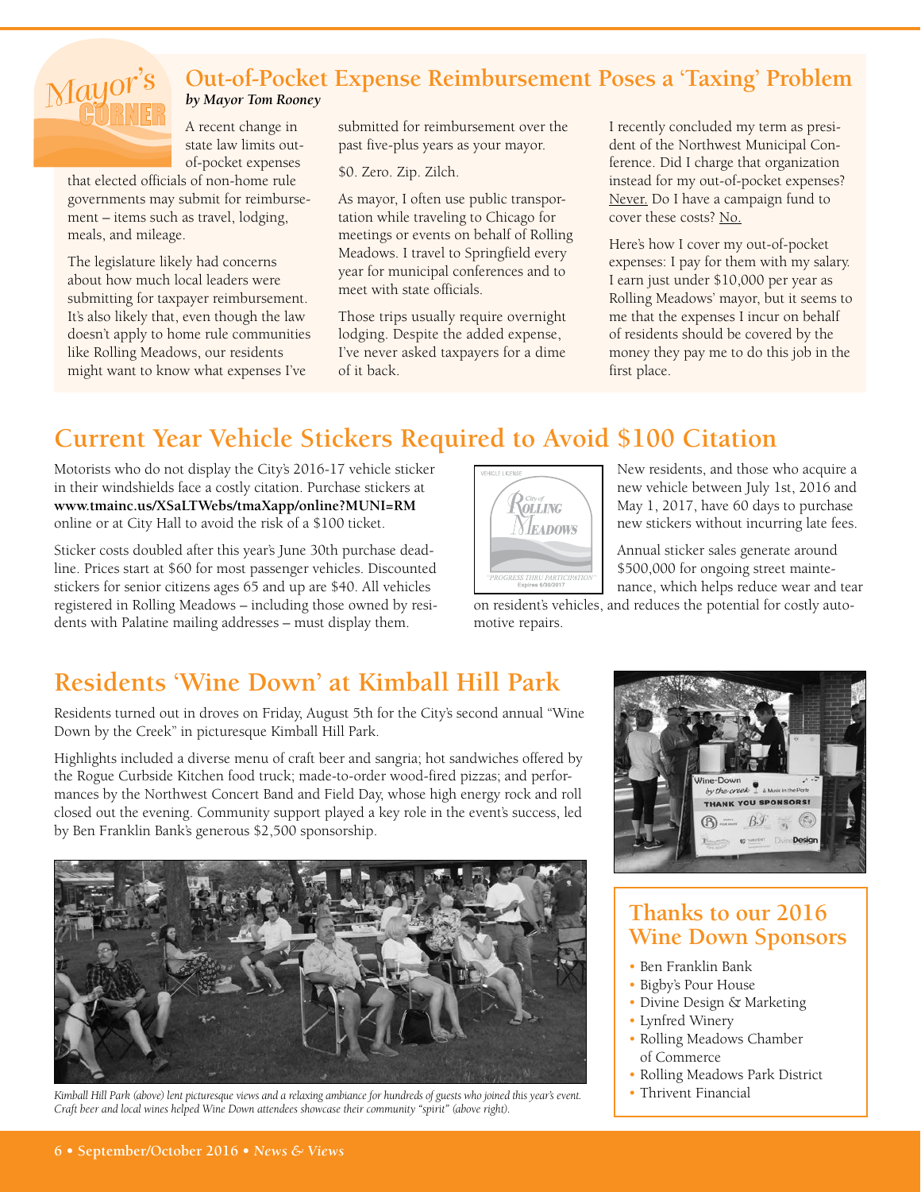## Mayor's Corner

## Out-of-Pocket Expense Reimbursement Poses a 'Taxing' Problem

*by Mayor Tom Rooney*

A recent change in state law limits out-of-pocket expenses that elected officials of non-home rule governments may submit for reimbursement – items such as travel, lodging, meals, and mileage.

The legislature likely had concerns about how much local leaders were submitting for taxpayer reimbursement. It's also likely that, even though the law doesn't apply to home rule communities like Rolling Meadows, our residents might want to know what expenses I've submitted for reimbursement over the past five-plus years as your mayor.

$0. Zero. Zip. Zilch.

As mayor, I often use public transportation while traveling to Chicago for meetings or events on behalf of Rolling Meadows. I travel to Springfield every year for municipal conferences and to meet with state officials.

Those trips usually require overnight lodging. Despite the added expense, I've never asked taxpayers for a dime of it back.

I recently concluded my term as president of the Northwest Municipal Conference. Did I charge that organization instead for my out-of-pocket expenses? Never. Do I have a campaign fund to cover these costs? No.

Here's how I cover my out-of-pocket expenses: I pay for them with my salary. I earn just under $10,000 per year as Rolling Meadows' mayor, but it seems to me that the expenses I incur on behalf of residents should be covered by the money they pay me to do this job in the first place.

# Current Year Vehicle Stickers Required to Avoid $100 Citation

Motorists who do not display the City's 2016-17 vehicle sticker in their windshields face a costly citation. Purchase stickers at **www.tmainc.us/XSaLTWebs/tmaXapp/online?MUNI=RM** online or at City Hall to avoid the risk of a $100 ticket.

Sticker costs doubled after this year's June 30th purchase deadline. Prices start at $60 for most passenger vehicles. Discounted stickers for senior citizens ages 65 and up are $40. All vehicles registered in Rolling Meadows – including those owned by residents with Palatine mailing addresses – must display them.

VEHICLE LICENSE
City of Rolling Meadows
"PROGRESS THRU PARTICIPATION"
Expires 6/30/2017

New residents, and those who acquire a new vehicle between July 1st, 2016 and May 1, 2017, have 60 days to purchase new stickers without incurring late fees.

Annual sticker sales generate around $500,000 for ongoing street maintenance, which helps reduce wear and tear on resident's vehicles, and reduces the potential for costly automotive repairs.

# Residents 'Wine Down' at Kimball Hill Park

Residents turned out in droves on Friday, August 5th for the City's second annual "Wine Down by the Creek" in picturesque Kimball Hill Park.

Highlights included a diverse menu of craft beer and sangria; hot sandwiches offered by the Rogue Curbside Kitchen food truck; made-to-order wood-fired pizzas; and performances by the Northwest Concert Band and Field Day, whose high energy rock and roll closed out the evening. Community support played a key role in the event's success, led by Ben Franklin Bank's generous $2,500 sponsorship.

*Kimball Hill Park (above) lent picturesque views and a relaxing ambiance for hundreds of guests who joined this year's event. Craft beer and local wines helped Wine Down attendees showcase their community "spirit" (above right).*

## Thanks to our 2016 Wine Down Sponsors

- Ben Franklin Bank
- Bigby's Pour House
- Divine Design & Marketing
- Lynfred Winery
- Rolling Meadows Chamber of Commerce
- Rolling Meadows Park District
- Thrivent Financial